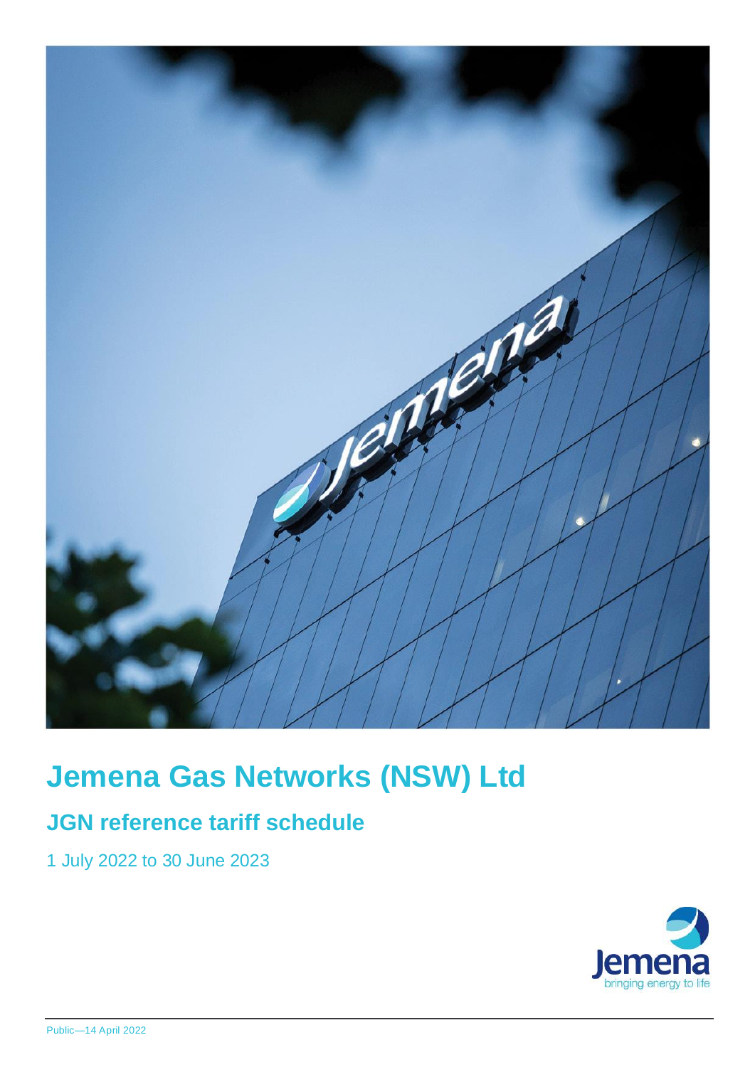# Jemena Gas Networks (NSW) Ltd

## JGN reference tariff schedule

1 July 2022 to 30 June 2023

Public—14 April 2022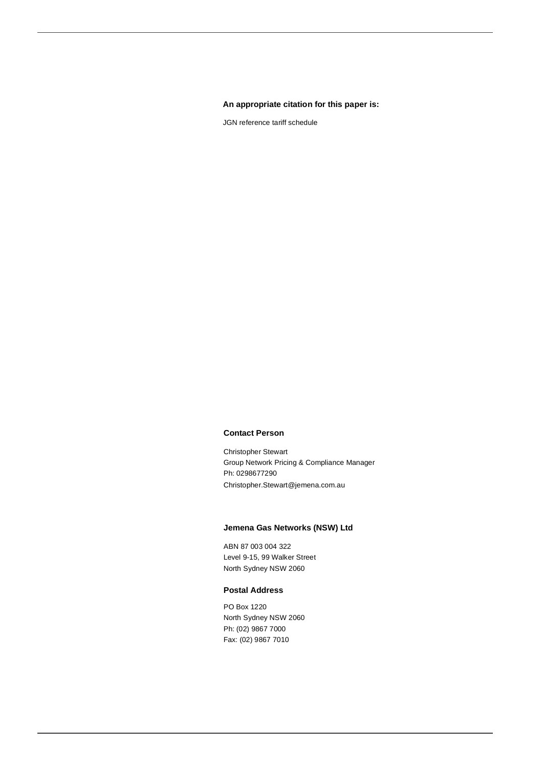**An appropriate citation for this paper is:**

JGN reference tariff schedule

**Contact Person**

Christopher Stewart
Group Network Pricing & Compliance Manager
Ph: 0298677290
Christopher.Stewart@jemena.com.au

**Jemena Gas Networks (NSW) Ltd**

ABN 87 003 004 322
Level 9-15, 99 Walker Street
North Sydney NSW 2060

**Postal Address**

PO Box 1220
North Sydney NSW 2060
Ph: (02) 9867 7000
Fax: (02) 9867 7010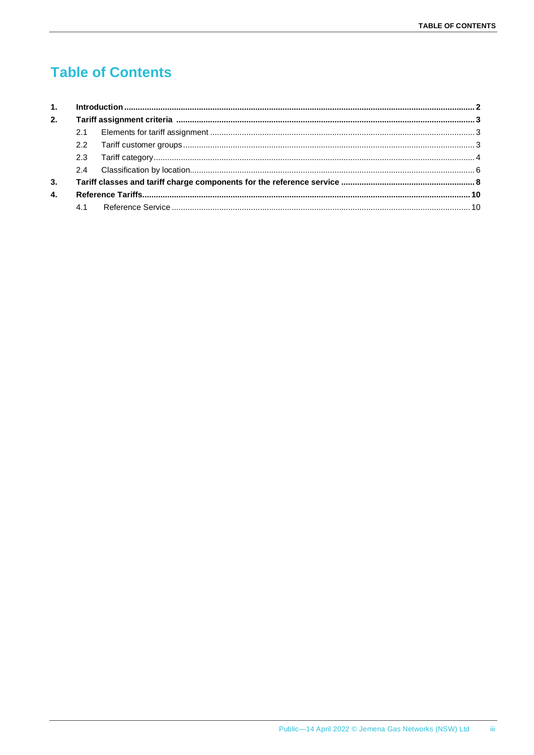# Table of Contents

**1. Introduction ..... 2**

**2. Tariff assignment criteria ..... 3**

- 2.1 Elements for tariff assignment ..... 3
- 2.2 Tariff customer groups ..... 3
- 2.3 Tariff category ..... 4
- 2.4 Classification by location ..... 6

**3. Tariff classes and tariff charge components for the reference service ..... 8**

**4. Reference Tariffs ..... 10**

- 4.1 Reference Service ..... 10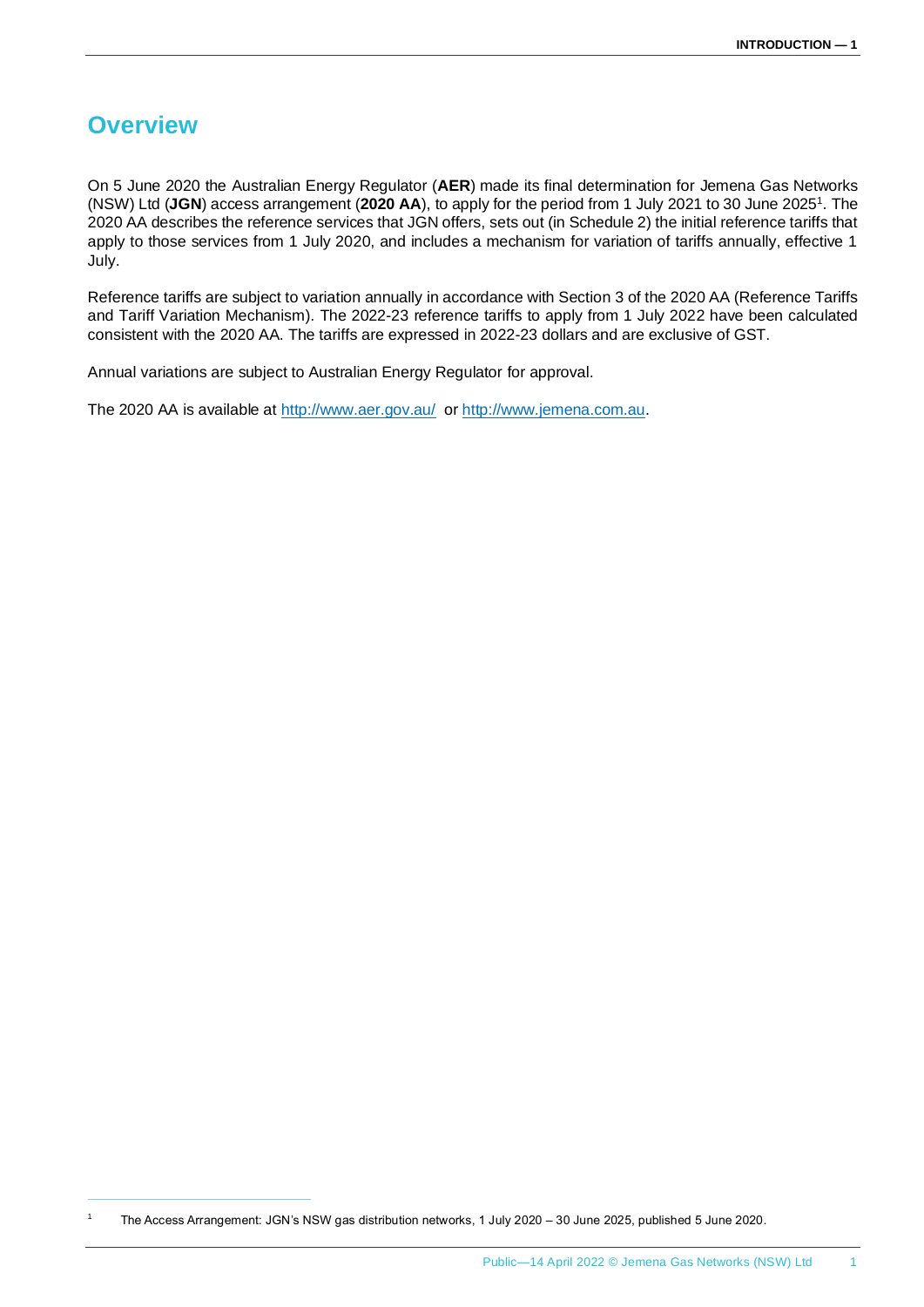# Overview

On 5 June 2020 the Australian Energy Regulator (**AER**) made its final determination for Jemena Gas Networks (NSW) Ltd (**JGN**) access arrangement (**2020 AA**), to apply for the period from 1 July 2021 to 30 June 2025[1]. The 2020 AA describes the reference services that JGN offers, sets out (in Schedule 2) the initial reference tariffs that apply to those services from 1 July 2020, and includes a mechanism for variation of tariffs annually, effective 1 July.

Reference tariffs are subject to variation annually in accordance with Section 3 of the 2020 AA (Reference Tariffs and Tariff Variation Mechanism). The 2022-23 reference tariffs to apply from 1 July 2022 have been calculated consistent with the 2020 AA. The tariffs are expressed in 2022-23 dollars and are exclusive of GST.

Annual variations are subject to Australian Energy Regulator for approval.

The 2020 AA is available at http://www.aer.gov.au/ or http://www.jemena.com.au.

[1] The Access Arrangement: JGN's NSW gas distribution networks, 1 July 2020 – 30 June 2025, published 5 June 2020.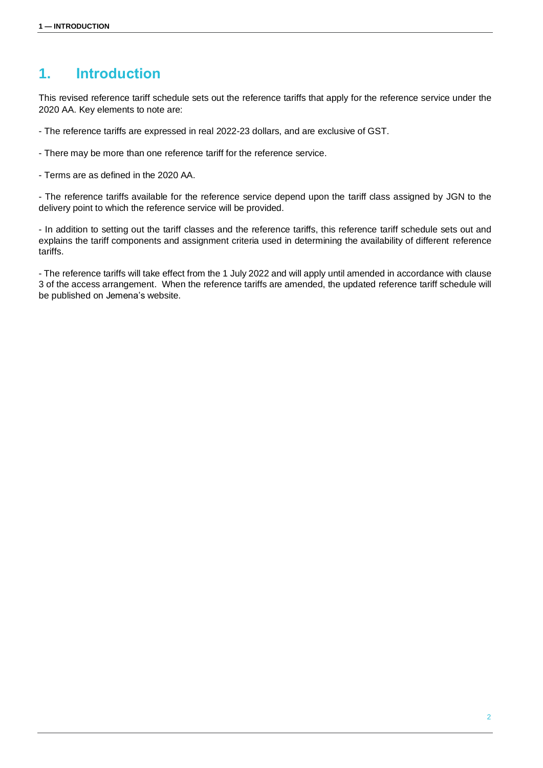# 1. Introduction

This revised reference tariff schedule sets out the reference tariffs that apply for the reference service under the 2020 AA. Key elements to note are:

- The reference tariffs are expressed in real 2022-23 dollars, and are exclusive of GST.

- There may be more than one reference tariff for the reference service.

- Terms are as defined in the 2020 AA.

- The reference tariffs available for the reference service depend upon the tariff class assigned by JGN to the delivery point to which the reference service will be provided.

- In addition to setting out the tariff classes and the reference tariffs, this reference tariff schedule sets out and explains the tariff components and assignment criteria used in determining the availability of different reference tariffs.

- The reference tariffs will take effect from the 1 July 2022 and will apply until amended in accordance with clause 3 of the access arrangement. When the reference tariffs are amended, the updated reference tariff schedule will be published on Jemena's website.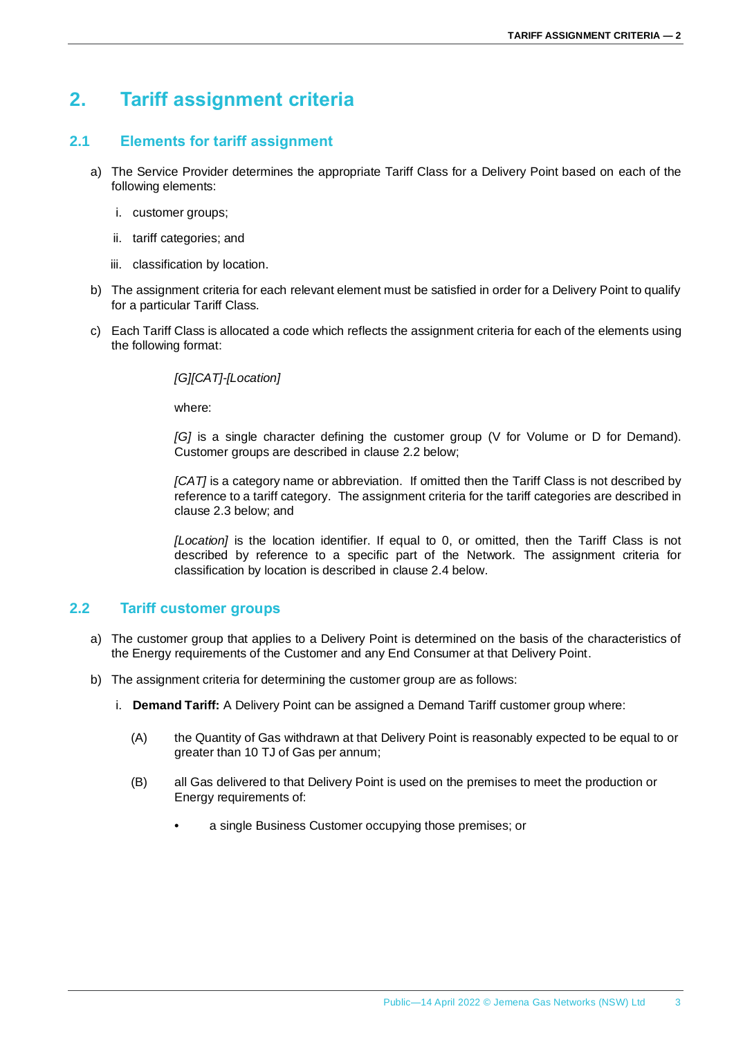# 2. Tariff assignment criteria

## 2.1 Elements for tariff assignment

a) The Service Provider determines the appropriate Tariff Class for a Delivery Point based on each of the following elements:

   i. customer groups;

   ii. tariff categories; and

   iii. classification by location.

b) The assignment criteria for each relevant element must be satisfied in order for a Delivery Point to qualify for a particular Tariff Class.

c) Each Tariff Class is allocated a code which reflects the assignment criteria for each of the elements using the following format:

   *[G][CAT]-[Location]*

   where:

   *[G]* is a single character defining the customer group (V for Volume or D for Demand). Customer groups are described in clause 2.2 below;

   *[CAT]* is a category name or abbreviation. If omitted then the Tariff Class is not described by reference to a tariff category. The assignment criteria for the tariff categories are described in clause 2.3 below; and

   *[Location]* is the location identifier. If equal to 0, or omitted, then the Tariff Class is not described by reference to a specific part of the Network. The assignment criteria for classification by location is described in clause 2.4 below.

## 2.2 Tariff customer groups

a) The customer group that applies to a Delivery Point is determined on the basis of the characteristics of the Energy requirements of the Customer and any End Consumer at that Delivery Point.

b) The assignment criteria for determining the customer group are as follows:

   i. **Demand Tariff:** A Delivery Point can be assigned a Demand Tariff customer group where:

      (A) the Quantity of Gas withdrawn at that Delivery Point is reasonably expected to be equal to or greater than 10 TJ of Gas per annum;

      (B) all Gas delivered to that Delivery Point is used on the premises to meet the production or Energy requirements of:

      - a single Business Customer occupying those premises; or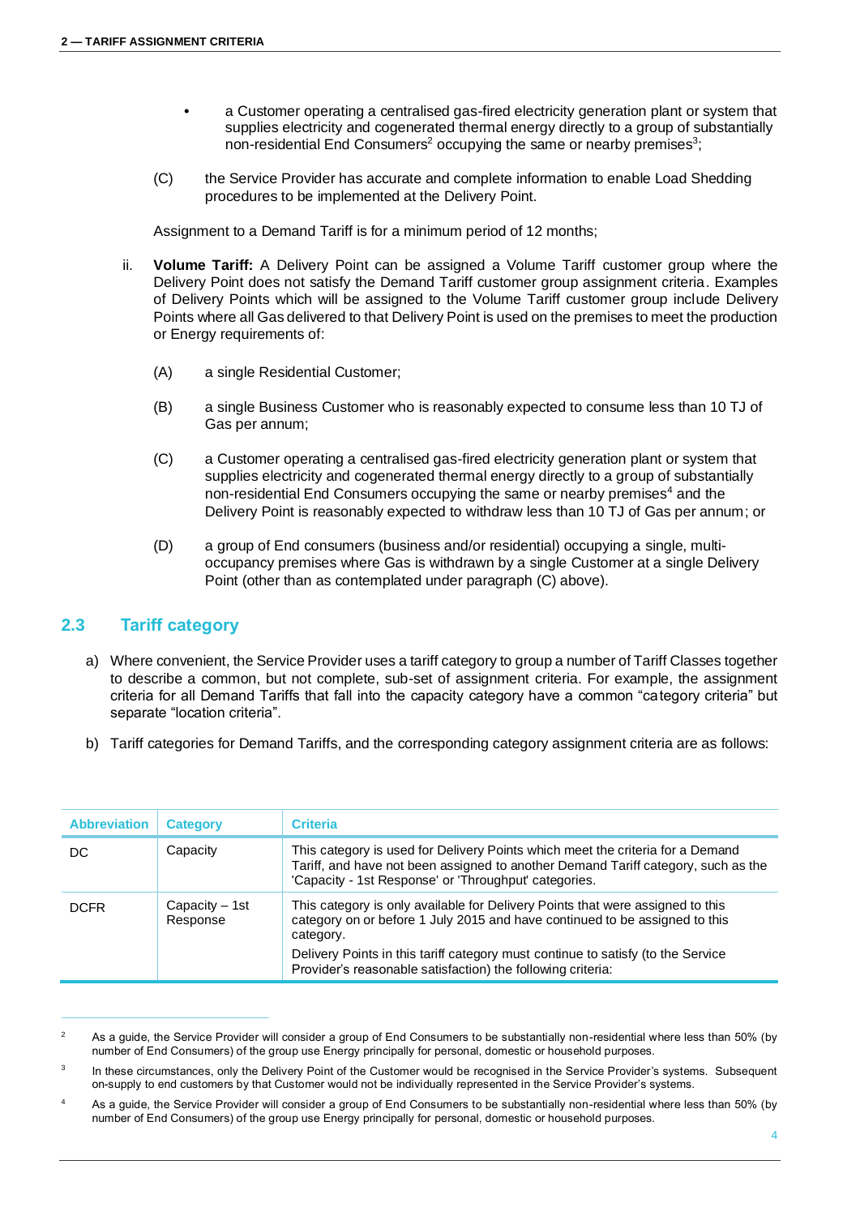- a Customer operating a centralised gas-fired electricity generation plant or system that supplies electricity and cogenerated thermal energy directly to a group of substantially non-residential End Consumers[2] occupying the same or nearby premises[3];

(C) the Service Provider has accurate and complete information to enable Load Shedding procedures to be implemented at the Delivery Point.

Assignment to a Demand Tariff is for a minimum period of 12 months;

ii. **Volume Tariff:** A Delivery Point can be assigned a Volume Tariff customer group where the Delivery Point does not satisfy the Demand Tariff customer group assignment criteria. Examples of Delivery Points which will be assigned to the Volume Tariff customer group include Delivery Points where all Gas delivered to that Delivery Point is used on the premises to meet the production or Energy requirements of:

(A) a single Residential Customer;

(B) a single Business Customer who is reasonably expected to consume less than 10 TJ of Gas per annum;

(C) a Customer operating a centralised gas-fired electricity generation plant or system that supplies electricity and cogenerated thermal energy directly to a group of substantially non-residential End Consumers occupying the same or nearby premises[4] and the Delivery Point is reasonably expected to withdraw less than 10 TJ of Gas per annum; or

(D) a group of End consumers (business and/or residential) occupying a single, multi-occupancy premises where Gas is withdrawn by a single Customer at a single Delivery Point (other than as contemplated under paragraph (C) above).

## 2.3 Tariff category

a) Where convenient, the Service Provider uses a tariff category to group a number of Tariff Classes together to describe a common, but not complete, sub-set of assignment criteria. For example, the assignment criteria for all Demand Tariffs that fall into the capacity category have a common "category criteria" but separate "location criteria".

b) Tariff categories for Demand Tariffs, and the corresponding category assignment criteria are as follows:

| Abbreviation | Category | Criteria |
|---|---|---|
| DC | Capacity | This category is used for Delivery Points which meet the criteria for a Demand Tariff, and have not been assigned to another Demand Tariff category, such as the 'Capacity - 1st Response' or 'Throughput' categories. |
| DCFR | Capacity – 1st Response | This category is only available for Delivery Points that were assigned to this category on or before 1 July 2015 and have continued to be assigned to this category.<br>Delivery Points in this tariff category must continue to satisfy (to the Service Provider's reasonable satisfaction) the following criteria: |

[2] As a guide, the Service Provider will consider a group of End Consumers to be substantially non-residential where less than 50% (by number of End Consumers) of the group use Energy principally for personal, domestic or household purposes.

[3] In these circumstances, only the Delivery Point of the Customer would be recognised in the Service Provider's systems. Subsequent on-supply to end customers by that Customer would not be individually represented in the Service Provider's systems.

[4] As a guide, the Service Provider will consider a group of End Consumers to be substantially non-residential where less than 50% (by number of End Consumers) of the group use Energy principally for personal, domestic or household purposes.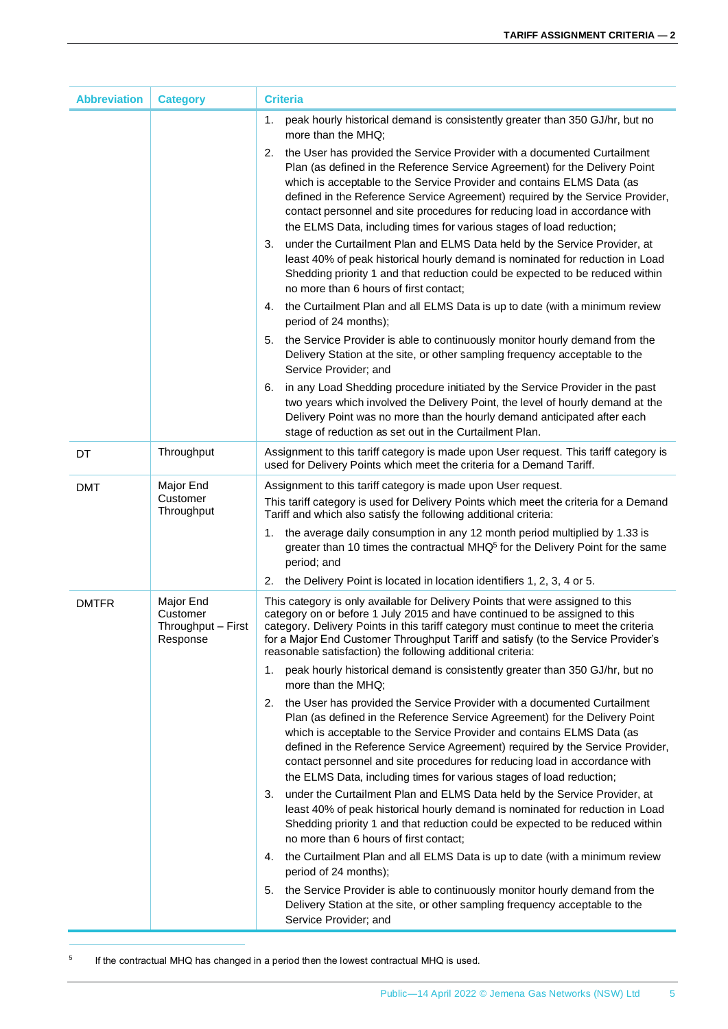| Abbreviation | Category | Criteria |
|---|---|---|
| | | 1. peak hourly historical demand is consistently greater than 350 GJ/hr, but no more than the MHQ;<br>2. the User has provided the Service Provider with a documented Curtailment Plan (as defined in the Reference Service Agreement) for the Delivery Point which is acceptable to the Service Provider and contains ELMS Data (as defined in the Reference Service Agreement) required by the Service Provider, contact personnel and site procedures for reducing load in accordance with the ELMS Data, including times for various stages of load reduction;<br>3. under the Curtailment Plan and ELMS Data held by the Service Provider, at least 40% of peak historical hourly demand is nominated for reduction in Load Shedding priority 1 and that reduction could be expected to be reduced within no more than 6 hours of first contact;<br>4. the Curtailment Plan and all ELMS Data is up to date (with a minimum review period of 24 months);<br>5. the Service Provider is able to continuously monitor hourly demand from the Delivery Station at the site, or other sampling frequency acceptable to the Service Provider; and<br>6. in any Load Shedding procedure initiated by the Service Provider in the past two years which involved the Delivery Point, the level of hourly demand at the Delivery Point was no more than the hourly demand anticipated after each stage of reduction as set out in the Curtailment Plan. |
| DT | Throughput | Assignment to this tariff category is made upon User request. This tariff category is used for Delivery Points which meet the criteria for a Demand Tariff. |
| DMT | Major End Customer Throughput | Assignment to this tariff category is made upon User request.<br>This tariff category is used for Delivery Points which meet the criteria for a Demand Tariff and which also satisfy the following additional criteria:<br>1. the average daily consumption in any 12 month period multiplied by 1.33 is greater than 10 times the contractual MHQ[5] for the Delivery Point for the same period; and<br>2. the Delivery Point is located in location identifiers 1, 2, 3, 4 or 5. |
| DMTFR | Major End Customer Throughput – First Response | This category is only available for Delivery Points that were assigned to this category on or before 1 July 2015 and have continued to be assigned to this category. Delivery Points in this tariff category must continue to meet the criteria for a Major End Customer Throughput Tariff and satisfy (to the Service Provider's reasonable satisfaction) the following additional criteria:<br>1. peak hourly historical demand is consistently greater than 350 GJ/hr, but no more than the MHQ;<br>2. the User has provided the Service Provider with a documented Curtailment Plan (as defined in the Reference Service Agreement) for the Delivery Point which is acceptable to the Service Provider and contains ELMS Data (as defined in the Reference Service Agreement) required by the Service Provider, contact personnel and site procedures for reducing load in accordance with the ELMS Data, including times for various stages of load reduction;<br>3. under the Curtailment Plan and ELMS Data held by the Service Provider, at least 40% of peak historical hourly demand is nominated for reduction in Load Shedding priority 1 and that reduction could be expected to be reduced within no more than 6 hours of first contact;<br>4. the Curtailment Plan and all ELMS Data is up to date (with a minimum review period of 24 months);<br>5. the Service Provider is able to continuously monitor hourly demand from the Delivery Station at the site, or other sampling frequency acceptable to the Service Provider; and |

[5] If the contractual MHQ has changed in a period then the lowest contractual MHQ is used.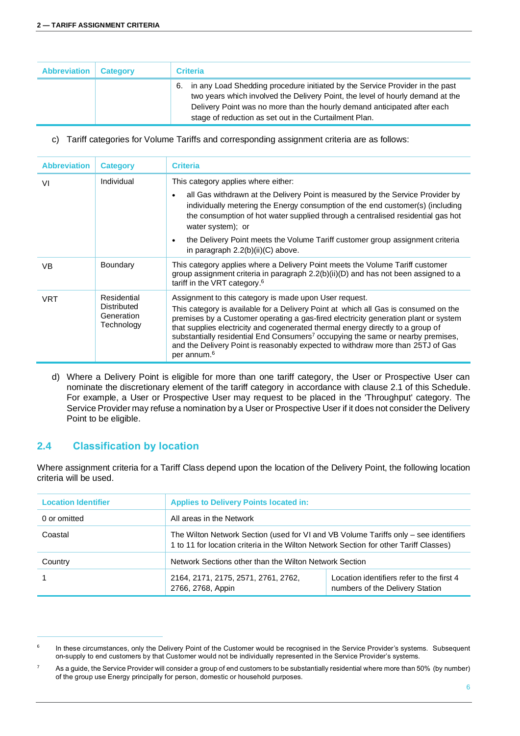| Abbreviation | Category | Criteria |
|---|---|---|
| | | 6. in any Load Shedding procedure initiated by the Service Provider in the past two years which involved the Delivery Point, the level of hourly demand at the Delivery Point was no more than the hourly demand anticipated after each stage of reduction as set out in the Curtailment Plan. |

c) Tariff categories for Volume Tariffs and corresponding assignment criteria are as follows:

| Abbreviation | Category | Criteria |
|---|---|---|
| VI | Individual | This category applies where either:<br>• all Gas withdrawn at the Delivery Point is measured by the Service Provider by individually metering the Energy consumption of the end customer(s) (including the consumption of hot water supplied through a centralised residential gas hot water system); or<br>• the Delivery Point meets the Volume Tariff customer group assignment criteria in paragraph 2.2(b)(i)(C) above. |
| VB | Boundary | This category applies where a Delivery Point meets the Volume Tariff customer group assignment criteria in paragraph 2.2(b)(ii)(D) and has not been assigned to a tariff in the VRT category.[6] |
| VRT | Residential Distributed Generation Technology | Assignment to this category is made upon User request.<br>This category is available for a Delivery Point at which all Gas is consumed on the premises by a Customer operating a gas-fired electricity generation plant or system that supplies electricity and cogenerated thermal energy directly to a group of substantially residential End Consumers[7] occupying the same or nearby premises, and the Delivery Point is reasonably expected to withdraw more than 25TJ of Gas per annum.[6] |

d) Where a Delivery Point is eligible for more than one tariff category, the User or Prospective User can nominate the discretionary element of the tariff category in accordance with clause 2.1 of this Schedule. For example, a User or Prospective User may request to be placed in the 'Throughput' category. The Service Provider may refuse a nomination by a User or Prospective User if it does not consider the Delivery Point to be eligible.

## 2.4 Classification by location

Where assignment criteria for a Tariff Class depend upon the location of the Delivery Point, the following location criteria will be used.

| Location Identifier | Applies to Delivery Points located in: | |
|---|---|---|
| 0 or omitted | All areas in the Network | |
| Coastal | The Wilton Network Section (used for VI and VB Volume Tariffs only – see identifiers 1 to 11 for location criteria in the Wilton Network Section for other Tariff Classes) | |
| Country | Network Sections other than the Wilton Network Section | |
| 1 | 2164, 2171, 2175, 2571, 2761, 2762, 2766, 2768, Appin | Location identifiers refer to the first 4 numbers of the Delivery Station |

[6] In these circumstances, only the Delivery Point of the Customer would be recognised in the Service Provider's systems. Subsequent on-supply to end customers by that Customer would not be individually represented in the Service Provider's systems.

[7] As a guide, the Service Provider will consider a group of end customers to be substantially residential where more than 50% (by number) of the group use Energy principally for person, domestic or household purposes.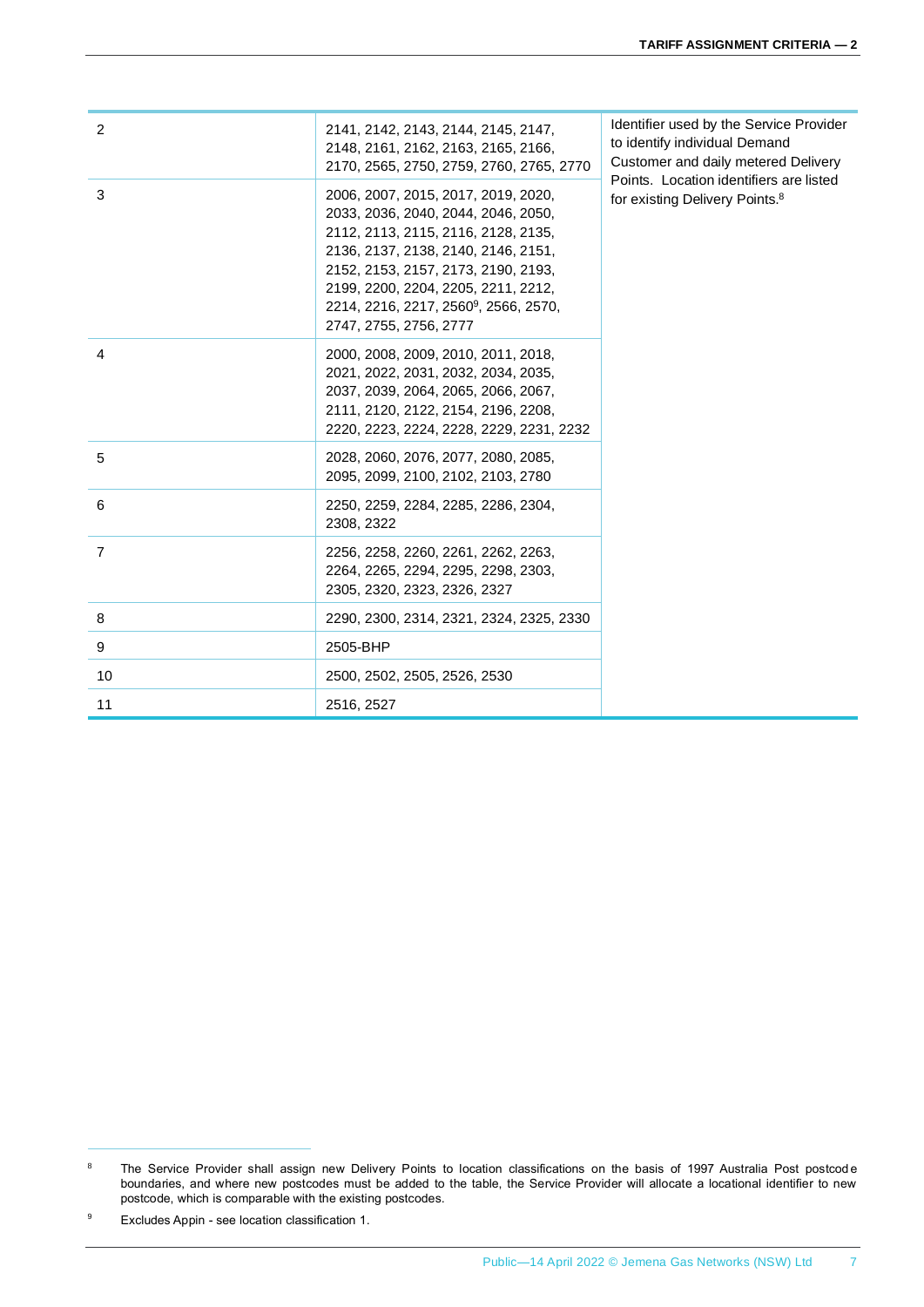| | | |
|---|---|---|
| 2 | 2141, 2142, 2143, 2144, 2145, 2147, 2148, 2161, 2162, 2163, 2165, 2166, 2170, 2565, 2750, 2759, 2760, 2765, 2770 | Identifier used by the Service Provider to identify individual Demand Customer and daily metered Delivery Points. Location identifiers are listed for existing Delivery Points.[8] |
| 3 | 2006, 2007, 2015, 2017, 2019, 2020, 2033, 2036, 2040, 2044, 2046, 2050, 2112, 2113, 2115, 2116, 2128, 2135, 2136, 2137, 2138, 2140, 2146, 2151, 2152, 2153, 2157, 2173, 2190, 2193, 2199, 2200, 2204, 2205, 2211, 2212, 2214, 2216, 2217, 2560[9], 2566, 2570, 2747, 2755, 2756, 2777 | |
| 4 | 2000, 2008, 2009, 2010, 2011, 2018, 2021, 2022, 2031, 2032, 2034, 2035, 2037, 2039, 2064, 2065, 2066, 2067, 2111, 2120, 2122, 2154, 2196, 2208, 2220, 2223, 2224, 2228, 2229, 2231, 2232 | |
| 5 | 2028, 2060, 2076, 2077, 2080, 2085, 2095, 2099, 2100, 2102, 2103, 2780 | |
| 6 | 2250, 2259, 2284, 2285, 2286, 2304, 2308, 2322 | |
| 7 | 2256, 2258, 2260, 2261, 2262, 2263, 2264, 2265, 2294, 2295, 2298, 2303, 2305, 2320, 2323, 2326, 2327 | |
| 8 | 2290, 2300, 2314, 2321, 2324, 2325, 2330 | |
| 9 | 2505-BHP | |
| 10 | 2500, 2502, 2505, 2526, 2530 | |
| 11 | 2516, 2527 | |

[8] The Service Provider shall assign new Delivery Points to location classifications on the basis of 1997 Australia Post postcode boundaries, and where new postcodes must be added to the table, the Service Provider will allocate a locational identifier to new postcode, which is comparable with the existing postcodes.

[9] Excludes Appin - see location classification 1.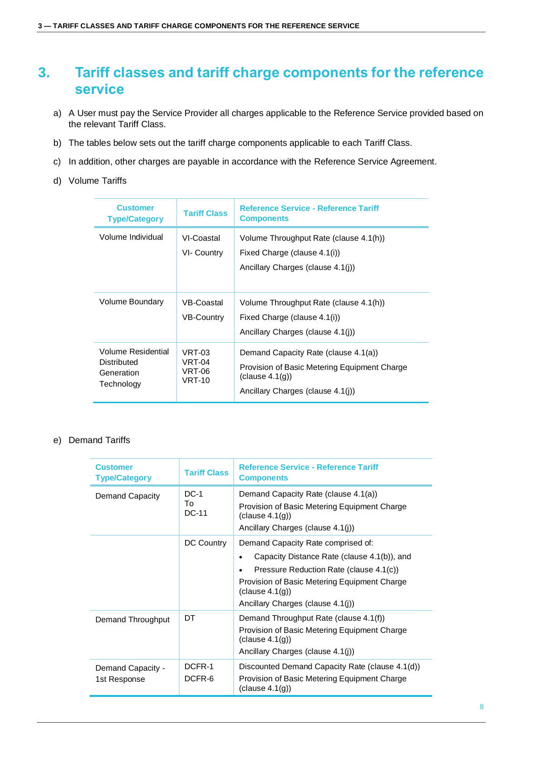# 3. Tariff classes and tariff charge components for the reference service

a) A User must pay the Service Provider all charges applicable to the Reference Service provided based on the relevant Tariff Class.

b) The tables below sets out the tariff charge components applicable to each Tariff Class.

c) In addition, other charges are payable in accordance with the Reference Service Agreement.

d) Volume Tariffs

| Customer Type/Category | Tariff Class | Reference Service - Reference Tariff Components |
|---|---|---|
| Volume Individual | VI-Coastal<br>VI- Country | Volume Throughput Rate (clause 4.1(h))<br>Fixed Charge (clause 4.1(i))<br>Ancillary Charges (clause 4.1(j)) |
| Volume Boundary | VB-Coastal<br>VB-Country | Volume Throughput Rate (clause 4.1(h))<br>Fixed Charge (clause 4.1(i))<br>Ancillary Charges (clause 4.1(j)) |
| Volume Residential Distributed Generation Technology | VRT-03<br>VRT-04<br>VRT-06<br>VRT-10 | Demand Capacity Rate (clause 4.1(a))<br>Provision of Basic Metering Equipment Charge (clause 4.1(g))<br>Ancillary Charges (clause 4.1(j)) |

e) Demand Tariffs

| Customer Type/Category | Tariff Class | Reference Service - Reference Tariff Components |
|---|---|---|
| Demand Capacity | DC-1<br>To<br>DC-11 | Demand Capacity Rate (clause 4.1(a))<br>Provision of Basic Metering Equipment Charge (clause 4.1(g))<br>Ancillary Charges (clause 4.1(j)) |
| | DC Country | Demand Capacity Rate comprised of:<br>• Capacity Distance Rate (clause 4.1(b)), and<br>• Pressure Reduction Rate (clause 4.1(c))<br>Provision of Basic Metering Equipment Charge (clause 4.1(g))<br>Ancillary Charges (clause 4.1(j)) |
| Demand Throughput | DT | Demand Throughput Rate (clause 4.1(f))<br>Provision of Basic Metering Equipment Charge (clause 4.1(g))<br>Ancillary Charges (clause 4.1(j)) |
| Demand Capacity - 1st Response | DCFR-1<br>DCFR-6 | Discounted Demand Capacity Rate (clause 4.1(d))<br>Provision of Basic Metering Equipment Charge (clause 4.1(g)) |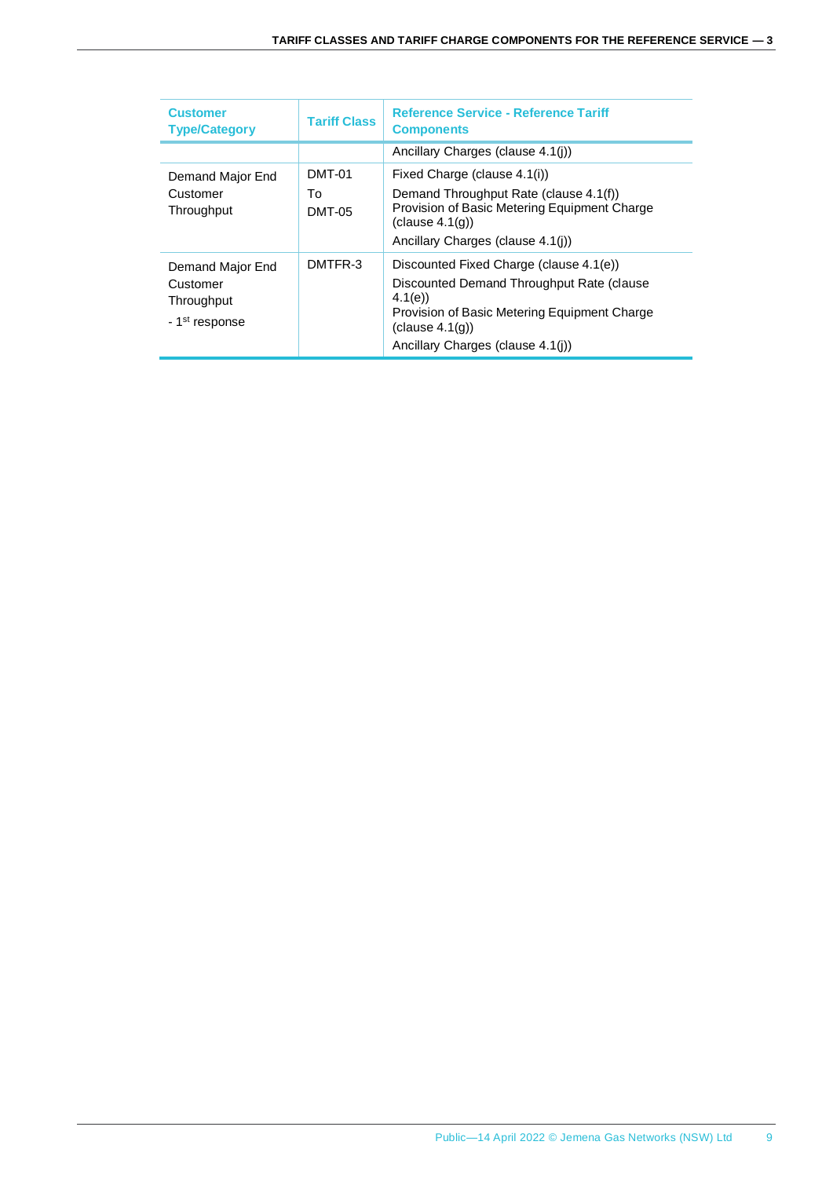| Customer Type/Category | Tariff Class | Reference Service - Reference Tariff Components |
|---|---|---|
| | | Ancillary Charges (clause 4.1(j)) |
| Demand Major End Customer Throughput | DMT-01<br>To<br>DMT-05 | Fixed Charge (clause 4.1(i))<br>Demand Throughput Rate (clause 4.1(f))<br>Provision of Basic Metering Equipment Charge (clause 4.1(g))<br>Ancillary Charges (clause 4.1(j)) |
| Demand Major End Customer Throughput<br>- 1st response | DMTFR-3 | Discounted Fixed Charge (clause 4.1(e))<br>Discounted Demand Throughput Rate (clause 4.1(e))<br>Provision of Basic Metering Equipment Charge (clause 4.1(g))<br>Ancillary Charges (clause 4.1(j)) |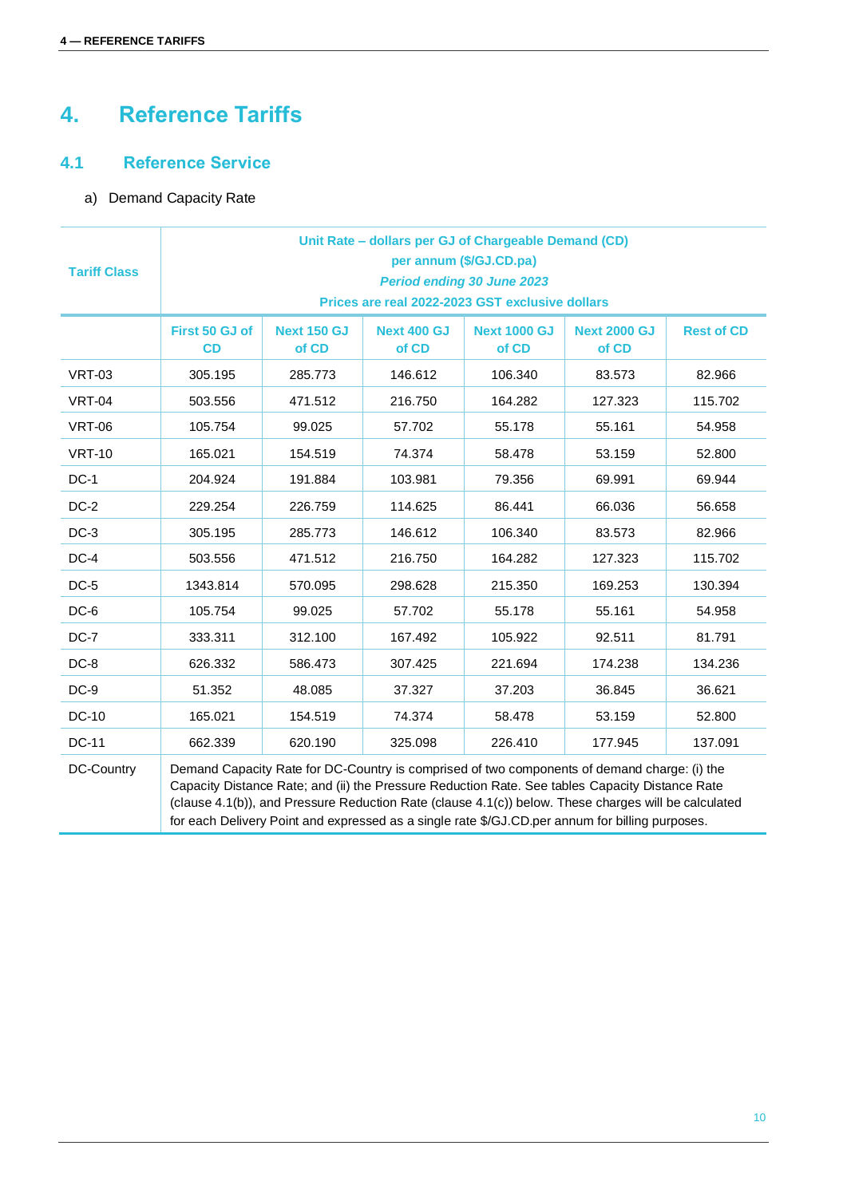# 4. Reference Tariffs

## 4.1 Reference Service

a) Demand Capacity Rate

| Tariff Class | Unit Rate – dollars per GJ of Chargeable Demand (CD) per annum ($/GJ.CD.pa) *Period ending 30 June 2023* Prices are real 2022-2023 GST exclusive dollars | | | | | |
|---|---|---|---|---|---|---|
| | First 50 GJ of CD | Next 150 GJ of CD | Next 400 GJ of CD | Next 1000 GJ of CD | Next 2000 GJ of CD | Rest of CD |
| VRT-03 | 305.195 | 285.773 | 146.612 | 106.340 | 83.573 | 82.966 |
| VRT-04 | 503.556 | 471.512 | 216.750 | 164.282 | 127.323 | 115.702 |
| VRT-06 | 105.754 | 99.025 | 57.702 | 55.178 | 55.161 | 54.958 |
| VRT-10 | 165.021 | 154.519 | 74.374 | 58.478 | 53.159 | 52.800 |
| DC-1 | 204.924 | 191.884 | 103.981 | 79.356 | 69.991 | 69.944 |
| DC-2 | 229.254 | 226.759 | 114.625 | 86.441 | 66.036 | 56.658 |
| DC-3 | 305.195 | 285.773 | 146.612 | 106.340 | 83.573 | 82.966 |
| DC-4 | 503.556 | 471.512 | 216.750 | 164.282 | 127.323 | 115.702 |
| DC-5 | 1343.814 | 570.095 | 298.628 | 215.350 | 169.253 | 130.394 |
| DC-6 | 105.754 | 99.025 | 57.702 | 55.178 | 55.161 | 54.958 |
| DC-7 | 333.311 | 312.100 | 167.492 | 105.922 | 92.511 | 81.791 |
| DC-8 | 626.332 | 586.473 | 307.425 | 221.694 | 174.238 | 134.236 |
| DC-9 | 51.352 | 48.085 | 37.327 | 37.203 | 36.845 | 36.621 |
| DC-10 | 165.021 | 154.519 | 74.374 | 58.478 | 53.159 | 52.800 |
| DC-11 | 662.339 | 620.190 | 325.098 | 226.410 | 177.945 | 137.091 |
| DC-Country | Demand Capacity Rate for DC-Country is comprised of two components of demand charge: (i) the Capacity Distance Rate; and (ii) the Pressure Reduction Rate. See tables Capacity Distance Rate (clause 4.1(b)), and Pressure Reduction Rate (clause 4.1(c)) below. These charges will be calculated for each Delivery Point and expressed as a single rate $/GJ.CD.per annum for billing purposes. | | | | | |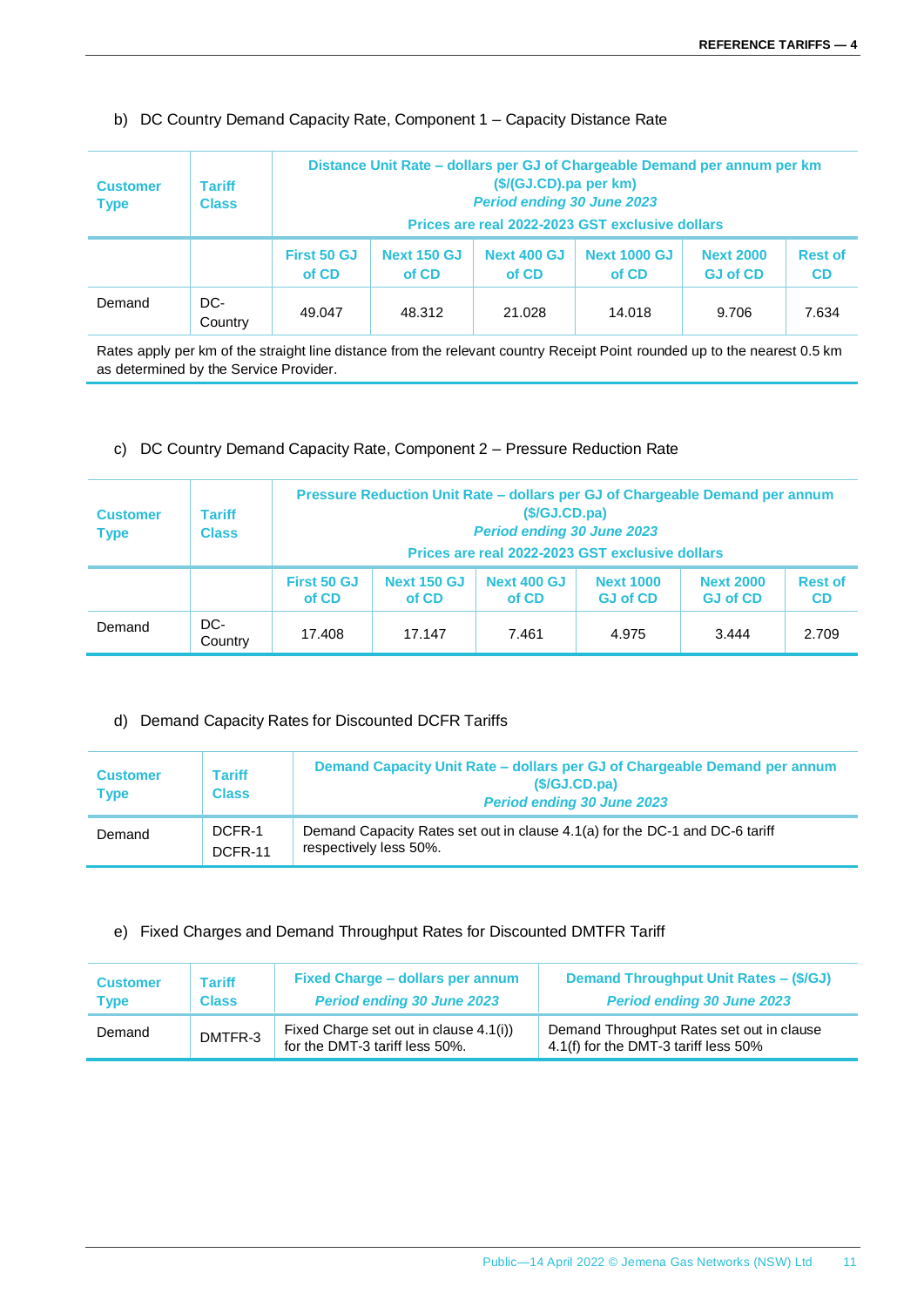b) DC Country Demand Capacity Rate, Component 1 – Capacity Distance Rate

| Customer Type | Tariff Class | Distance Unit Rate – dollars per GJ of Chargeable Demand per annum per km ($/(GJ.CD).pa per km) *Period ending 30 June 2023* Prices are real 2022-2023 GST exclusive dollars | | | | | |
|---|---|---|---|---|---|---|---|
| | | First 50 GJ of CD | Next 150 GJ of CD | Next 400 GJ of CD | Next 1000 GJ of CD | Next 2000 GJ of CD | Rest of CD |
| Demand | DC-Country | 49.047 | 48.312 | 21.028 | 14.018 | 9.706 | 7.634 |

Rates apply per km of the straight line distance from the relevant country Receipt Point rounded up to the nearest 0.5 km as determined by the Service Provider.

c) DC Country Demand Capacity Rate, Component 2 – Pressure Reduction Rate

| Customer Type | Tariff Class | Pressure Reduction Unit Rate – dollars per GJ of Chargeable Demand per annum ($/GJ.CD.pa) *Period ending 30 June 2023* Prices are real 2022-2023 GST exclusive dollars | | | | | |
|---|---|---|---|---|---|---|---|
| | | First 50 GJ of CD | Next 150 GJ of CD | Next 400 GJ of CD | Next 1000 GJ of CD | Next 2000 GJ of CD | Rest of CD |
| Demand | DC-Country | 17.408 | 17.147 | 7.461 | 4.975 | 3.444 | 2.709 |

d) Demand Capacity Rates for Discounted DCFR Tariffs

| Customer Type | Tariff Class | Demand Capacity Unit Rate – dollars per GJ of Chargeable Demand per annum ($/GJ.CD.pa) *Period ending 30 June 2023* |
|---|---|---|
| Demand | DCFR-1 DCFR-11 | Demand Capacity Rates set out in clause 4.1(a) for the DC-1 and DC-6 tariff respectively less 50%. |

e) Fixed Charges and Demand Throughput Rates for Discounted DMTFR Tariff

| Customer Type | Tariff Class | Fixed Charge – dollars per annum *Period ending 30 June 2023* | Demand Throughput Unit Rates – ($/GJ) *Period ending 30 June 2023* |
|---|---|---|---|
| Demand | DMTFR-3 | Fixed Charge set out in clause 4.1(i)) for the DMT-3 tariff less 50%. | Demand Throughput Rates set out in clause 4.1(f) for the DMT-3 tariff less 50% |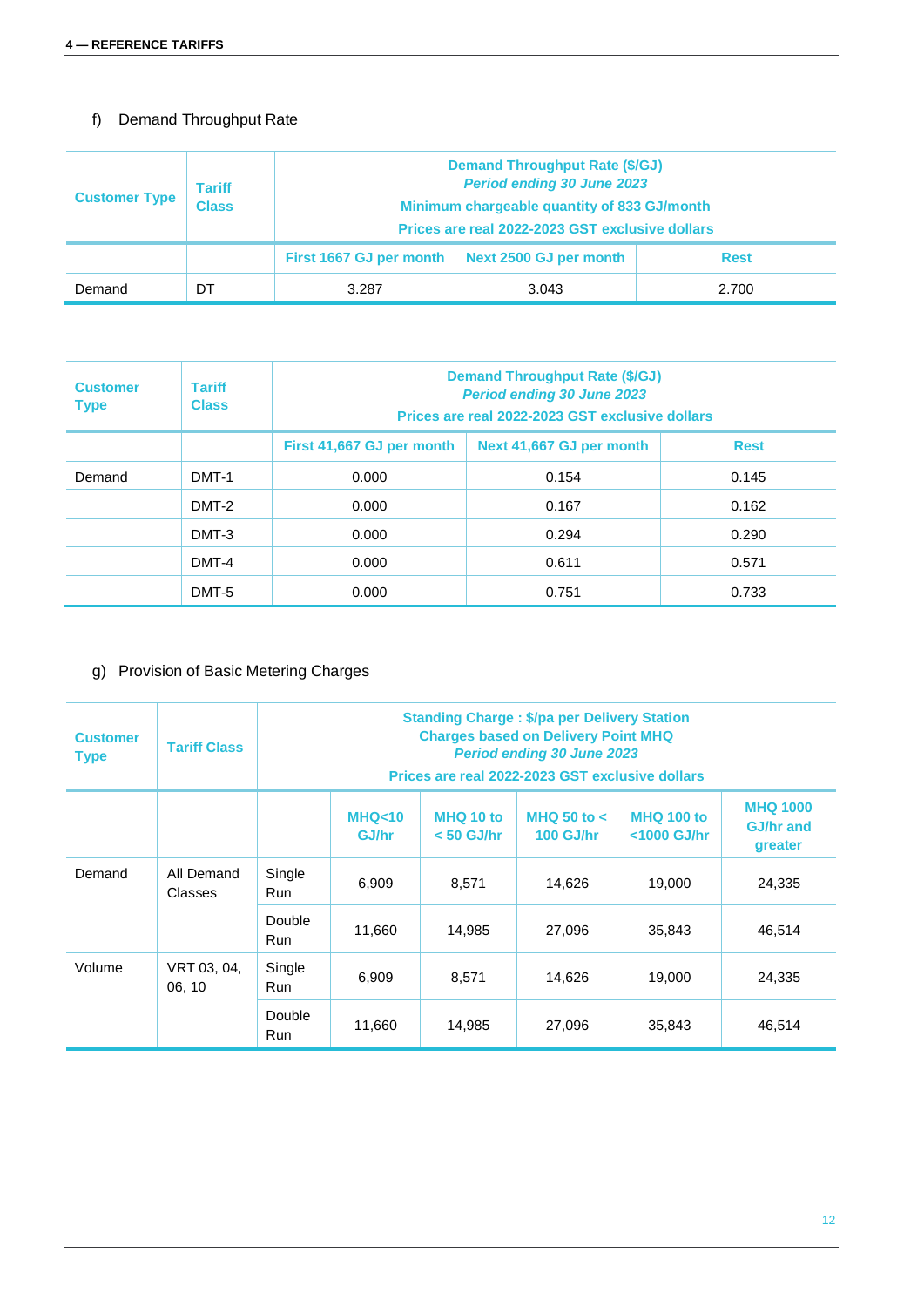f) Demand Throughput Rate

| Customer Type | Tariff Class | Demand Throughput Rate ($/GJ) *Period ending 30 June 2023* Minimum chargeable quantity of 833 GJ/month Prices are real 2022-2023 GST exclusive dollars | | |
|---|---|---|---|---|
| | | First 1667 GJ per month | Next 2500 GJ per month | Rest |
| Demand | DT | 3.287 | 3.043 | 2.700 |

| Customer Type | Tariff Class | Demand Throughput Rate ($/GJ) *Period ending 30 June 2023* Prices are real 2022-2023 GST exclusive dollars | | |
|---|---|---|---|---|
| | | First 41,667 GJ per month | Next 41,667 GJ per month | Rest |
| Demand | DMT-1 | 0.000 | 0.154 | 0.145 |
| | DMT-2 | 0.000 | 0.167 | 0.162 |
| | DMT-3 | 0.000 | 0.294 | 0.290 |
| | DMT-4 | 0.000 | 0.611 | 0.571 |
| | DMT-5 | 0.000 | 0.751 | 0.733 |

g) Provision of Basic Metering Charges

| Customer Type | Tariff Class | Standing Charge : $/pa per Delivery Station Charges based on Delivery Point MHQ *Period ending 30 June 2023* Prices are real 2022-2023 GST exclusive dollars | | | | | |
|---|---|---|---|---|---|---|---|
| | | | MHQ<10 GJ/hr | MHQ 10 to < 50 GJ/hr | MHQ 50 to < 100 GJ/hr | MHQ 100 to <1000 GJ/hr | MHQ 1000 GJ/hr and greater |
| Demand | All Demand Classes | Single Run | 6,909 | 8,571 | 14,626 | 19,000 | 24,335 |
| | | Double Run | 11,660 | 14,985 | 27,096 | 35,843 | 46,514 |
| Volume | VRT 03, 04, 06, 10 | Single Run | 6,909 | 8,571 | 14,626 | 19,000 | 24,335 |
| | | Double Run | 11,660 | 14,985 | 27,096 | 35,843 | 46,514 |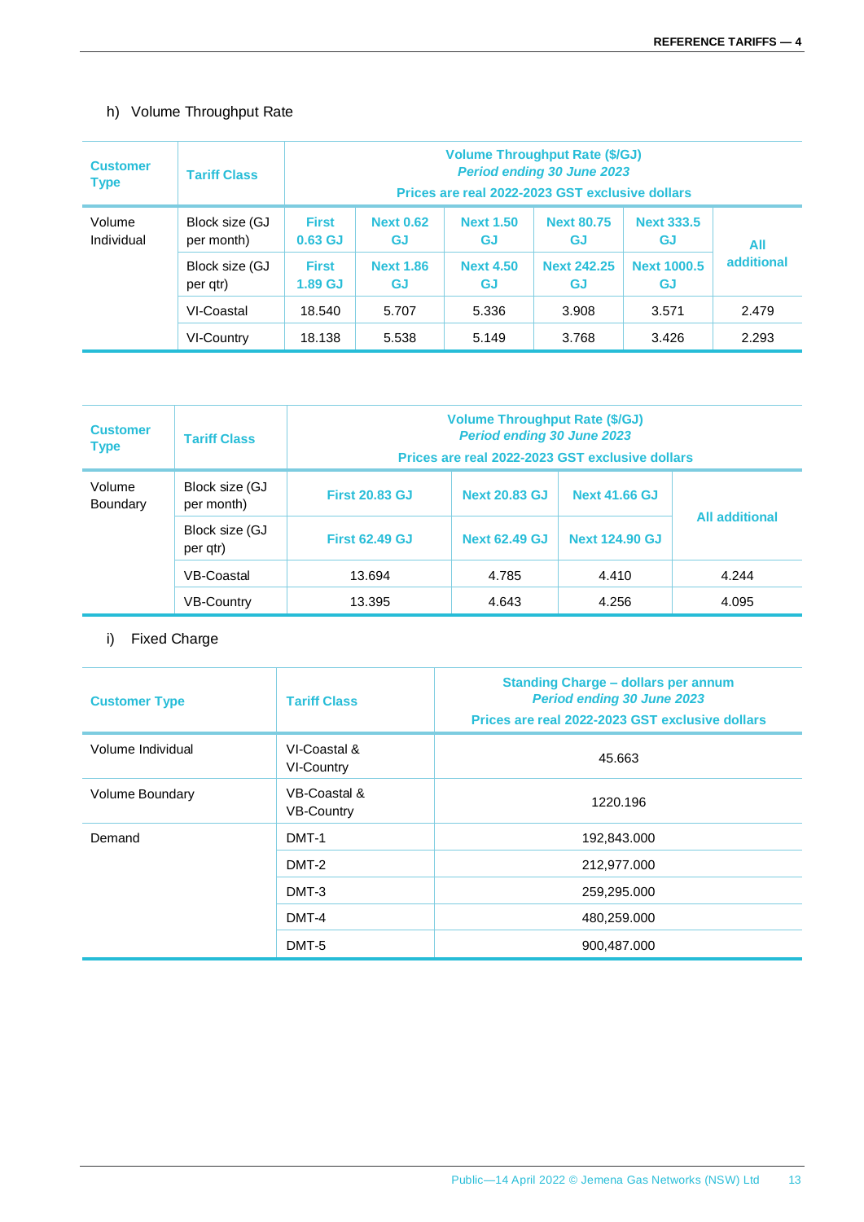h) Volume Throughput Rate

| Customer Type | Tariff Class | Volume Throughput Rate ($/GJ) *Period ending 30 June 2023* Prices are real 2022-2023 GST exclusive dollars | | | | | |
|---|---|---|---|---|---|---|---|
| Volume Individual | Block size (GJ per month) | First 0.63 GJ | Next 0.62 GJ | Next 1.50 GJ | Next 80.75 GJ | Next 333.5 GJ | All additional |
| | Block size (GJ per qtr) | First 1.89 GJ | Next 1.86 GJ | Next 4.50 GJ | Next 242.25 GJ | Next 1000.5 GJ | |
| | VI-Coastal | 18.540 | 5.707 | 5.336 | 3.908 | 3.571 | 2.479 |
| | VI-Country | 18.138 | 5.538 | 5.149 | 3.768 | 3.426 | 2.293 |

| Customer Type | Tariff Class | Volume Throughput Rate ($/GJ) *Period ending 30 June 2023* Prices are real 2022-2023 GST exclusive dollars | | | |
|---|---|---|---|---|---|
| Volume Boundary | Block size (GJ per month) | First 20.83 GJ | Next 20.83 GJ | Next 41.66 GJ | All additional |
| | Block size (GJ per qtr) | First 62.49 GJ | Next 62.49 GJ | Next 124.90 GJ | |
| | VB-Coastal | 13.694 | 4.785 | 4.410 | 4.244 |
| | VB-Country | 13.395 | 4.643 | 4.256 | 4.095 |

i) Fixed Charge

| Customer Type | Tariff Class | Standing Charge – dollars per annum *Period ending 30 June 2023* Prices are real 2022-2023 GST exclusive dollars |
|---|---|---|
| Volume Individual | VI-Coastal & VI-Country | 45.663 |
| Volume Boundary | VB-Coastal & VB-Country | 1220.196 |
| Demand | DMT-1 | 192,843.000 |
| | DMT-2 | 212,977.000 |
| | DMT-3 | 259,295.000 |
| | DMT-4 | 480,259.000 |
| | DMT-5 | 900,487.000 |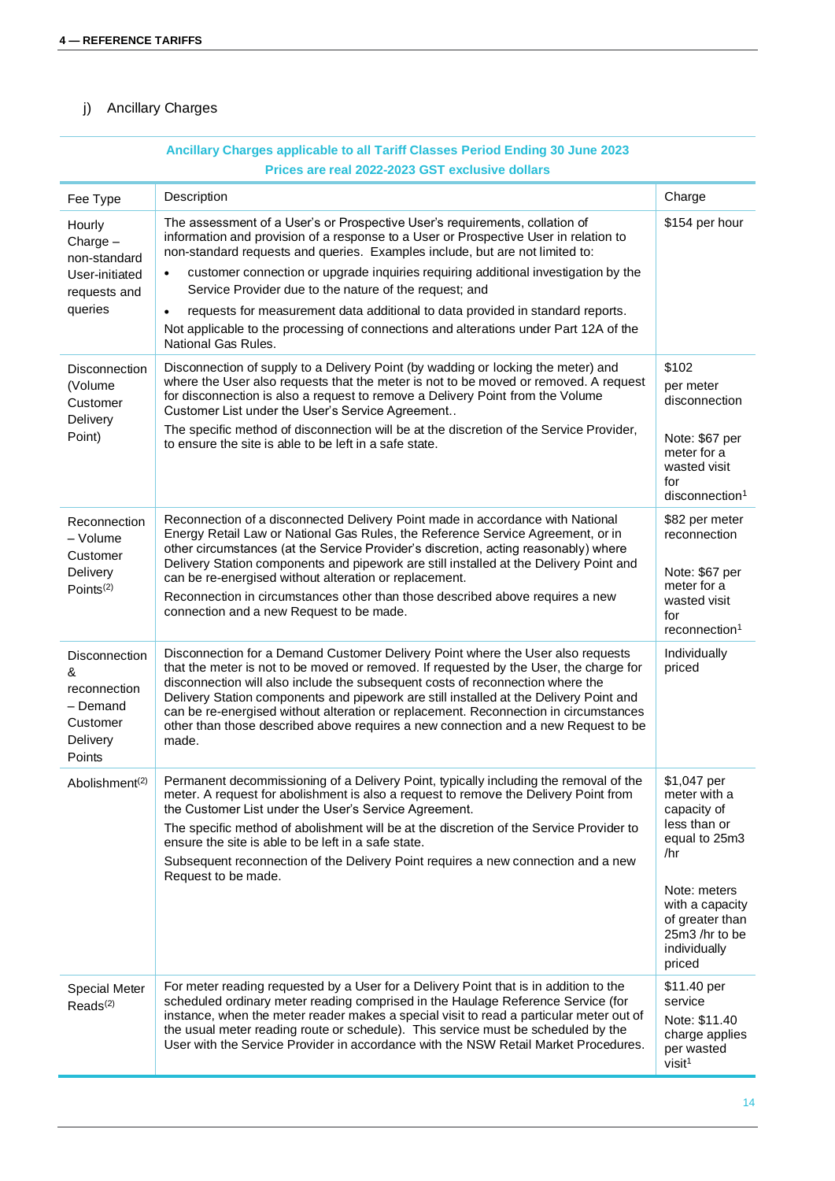j) Ancillary Charges

| Ancillary Charges applicable to all Tariff Classes Period Ending 30 June 2023<br>Prices are real 2022-2023 GST exclusive dollars | | |
|---|---|---|
| Fee Type | Description | Charge |
| Hourly Charge – non-standard User-initiated requests and queries | The assessment of a User's or Prospective User's requirements, collation of information and provision of a response to a User or Prospective User in relation to non-standard requests and queries. Examples include, but are not limited to:<br>• customer connection or upgrade inquiries requiring additional investigation by the Service Provider due to the nature of the request; and<br>• requests for measurement data additional to data provided in standard reports.<br>Not applicable to the processing of connections and alterations under Part 12A of the National Gas Rules. | $154 per hour |
| Disconnection (Volume Customer Delivery Point) | Disconnection of supply to a Delivery Point (by wadding or locking the meter) and where the User also requests that the meter is not to be moved or removed. A request for disconnection is also a request to remove a Delivery Point from the Volume Customer List under the User's Service Agreement..<br>The specific method of disconnection will be at the discretion of the Service Provider, to ensure the site is able to be left in a safe state. | $102 per meter disconnection<br><br>Note: $67 per meter for a wasted visit for disconnection[1] |
| Reconnection – Volume Customer Delivery Points[(2)] | Reconnection of a disconnected Delivery Point made in accordance with National Energy Retail Law or National Gas Rules, the Reference Service Agreement, or in other circumstances (at the Service Provider's discretion, acting reasonably) where Delivery Station components and pipework are still installed at the Delivery Point and can be re-energised without alteration or replacement.<br>Reconnection in circumstances other than those described above requires a new connection and a new Request to be made. | $82 per meter reconnection<br><br>Note: $67 per meter for a wasted visit for reconnection[1] |
| Disconnection & reconnection – Demand Customer Delivery Points | Disconnection for a Demand Customer Delivery Point where the User also requests that the meter is not to be moved or removed. If requested by the User, the charge for disconnection will also include the subsequent costs of reconnection where the Delivery Station components and pipework are still installed at the Delivery Point and can be re-energised without alteration or replacement. Reconnection in circumstances other than those described above requires a new connection and a new Request to be made. | Individually priced |
| Abolishment[(2)] | Permanent decommissioning of a Delivery Point, typically including the removal of the meter. A request for abolishment is also a request to remove the Delivery Point from the Customer List under the User's Service Agreement.<br>The specific method of abolishment will be at the discretion of the Service Provider to ensure the site is able to be left in a safe state.<br>Subsequent reconnection of the Delivery Point requires a new connection and a new Request to be made. | $1,047 per meter with a capacity of less than or equal to 25m3 /hr<br><br>Note: meters with a capacity of greater than 25m3 /hr to be individually priced |
| Special Meter Reads[(2)] | For meter reading requested by a User for a Delivery Point that is in addition to the scheduled ordinary meter reading comprised in the Haulage Reference Service (for instance, when the meter reader makes a special visit to read a particular meter out of the usual meter reading route or schedule). This service must be scheduled by the User with the Service Provider in accordance with the NSW Retail Market Procedures. | $11.40 per service<br>Note: $11.40 charge applies per wasted visit[1] |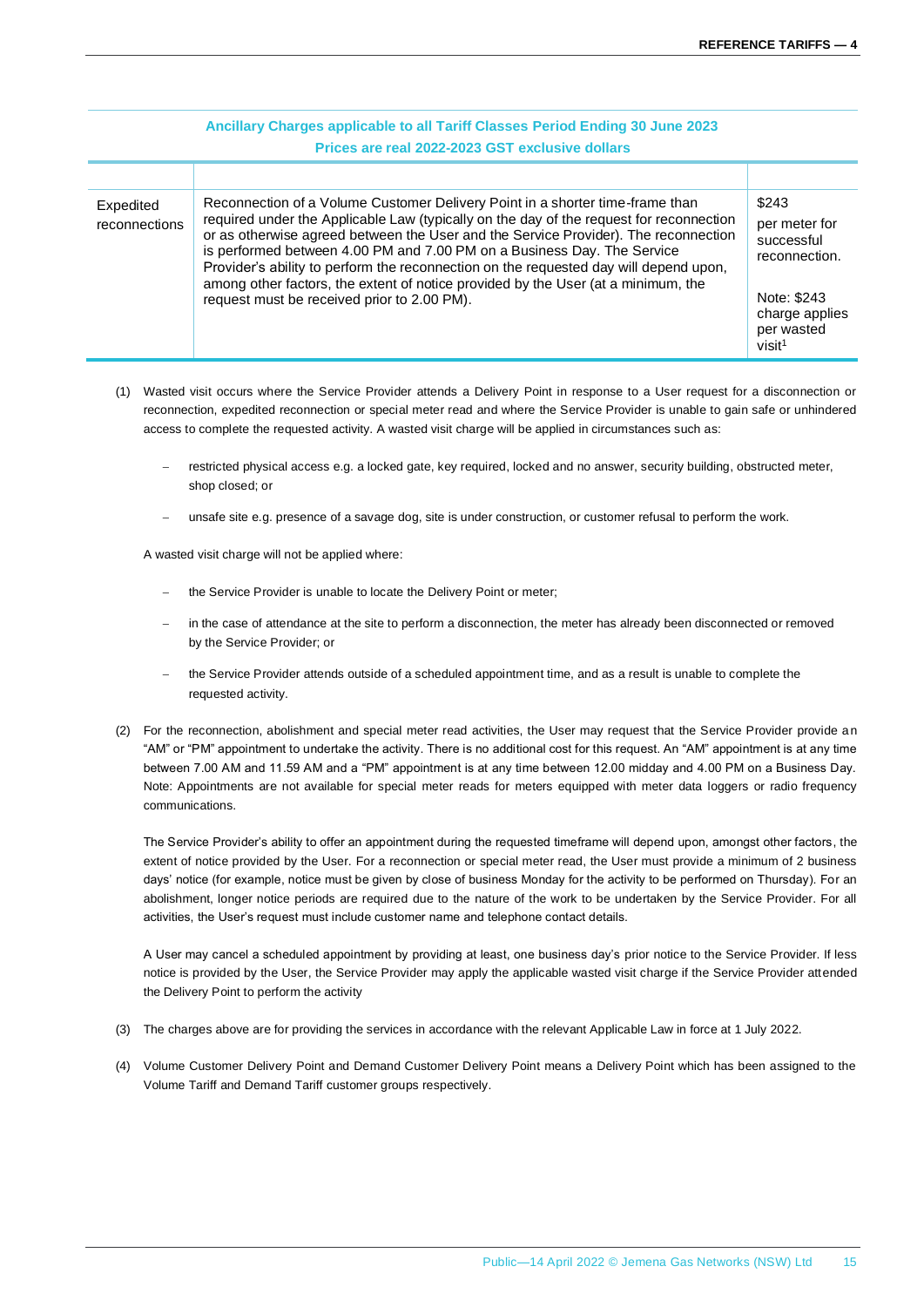| Ancillary Charges applicable to all Tariff Classes Period Ending 30 June 2023<br>Prices are real 2022-2023 GST exclusive dollars | | |
|---|---|---|
| | | |
| Expedited reconnections | Reconnection of a Volume Customer Delivery Point in a shorter time-frame than required under the Applicable Law (typically on the day of the request for reconnection or as otherwise agreed between the User and the Service Provider). The reconnection is performed between 4.00 PM and 7.00 PM on a Business Day. The Service Provider's ability to perform the reconnection on the requested day will depend upon, among other factors, the extent of notice provided by the User (at a minimum, the request must be received prior to 2.00 PM). | $243<br>per meter for successful reconnection.<br><br>Note: $243 charge applies per wasted visit[1] |

(1) Wasted visit occurs where the Service Provider attends a Delivery Point in response to a User request for a disconnection or reconnection, expedited reconnection or special meter read and where the Service Provider is unable to gain safe or unhindered access to complete the requested activity. A wasted visit charge will be applied in circumstances such as:

- restricted physical access e.g. a locked gate, key required, locked and no answer, security building, obstructed meter, shop closed; or
- unsafe site e.g. presence of a savage dog, site is under construction, or customer refusal to perform the work.

A wasted visit charge will not be applied where:

- the Service Provider is unable to locate the Delivery Point or meter;
- in the case of attendance at the site to perform a disconnection, the meter has already been disconnected or removed by the Service Provider; or
- the Service Provider attends outside of a scheduled appointment time, and as a result is unable to complete the requested activity.

(2) For the reconnection, abolishment and special meter read activities, the User may request that the Service Provider provide an "AM" or "PM" appointment to undertake the activity. There is no additional cost for this request. An "AM" appointment is at any time between 7.00 AM and 11.59 AM and a "PM" appointment is at any time between 12.00 midday and 4.00 PM on a Business Day. Note: Appointments are not available for special meter reads for meters equipped with meter data loggers or radio frequency communications.

The Service Provider's ability to offer an appointment during the requested timeframe will depend upon, amongst other factors, the extent of notice provided by the User. For a reconnection or special meter read, the User must provide a minimum of 2 business days' notice (for example, notice must be given by close of business Monday for the activity to be performed on Thursday). For an abolishment, longer notice periods are required due to the nature of the work to be undertaken by the Service Provider. For all activities, the User's request must include customer name and telephone contact details.

A User may cancel a scheduled appointment by providing at least, one business day's prior notice to the Service Provider. If less notice is provided by the User, the Service Provider may apply the applicable wasted visit charge if the Service Provider attended the Delivery Point to perform the activity

(3) The charges above are for providing the services in accordance with the relevant Applicable Law in force at 1 July 2022.

(4) Volume Customer Delivery Point and Demand Customer Delivery Point means a Delivery Point which has been assigned to the Volume Tariff and Demand Tariff customer groups respectively.